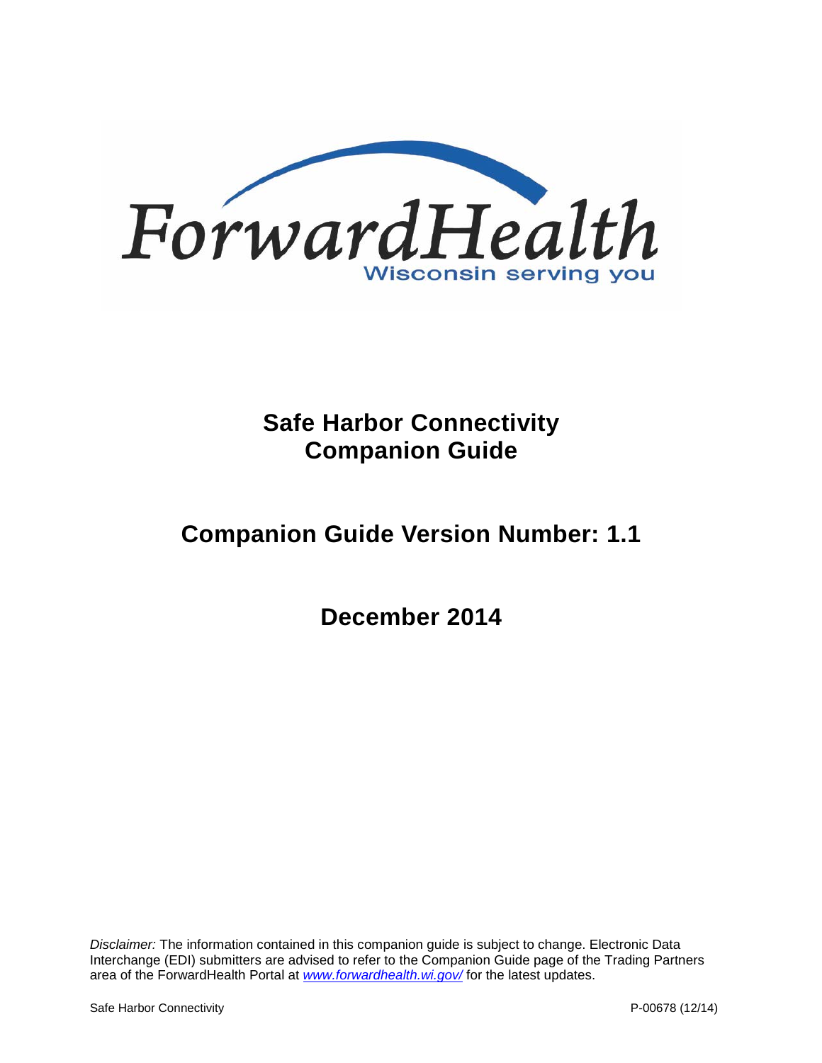ForwardHealth

Wisconsin serving you

# Safe Harbor Connectivity Companion Guide

## Companion Guide Version Number: 1.1

## December 2014

*Disclaimer:* The information contained in this companion guide is subject to change. Electronic Data Interchange (EDI) submitters are advised to refer to the Companion Guide page of the Trading Partners area of the ForwardHealth Portal at *www.forwardhealth.wi.gov/* for the latest updates.

Safe Harbor Connectivity P-00678 (12/14)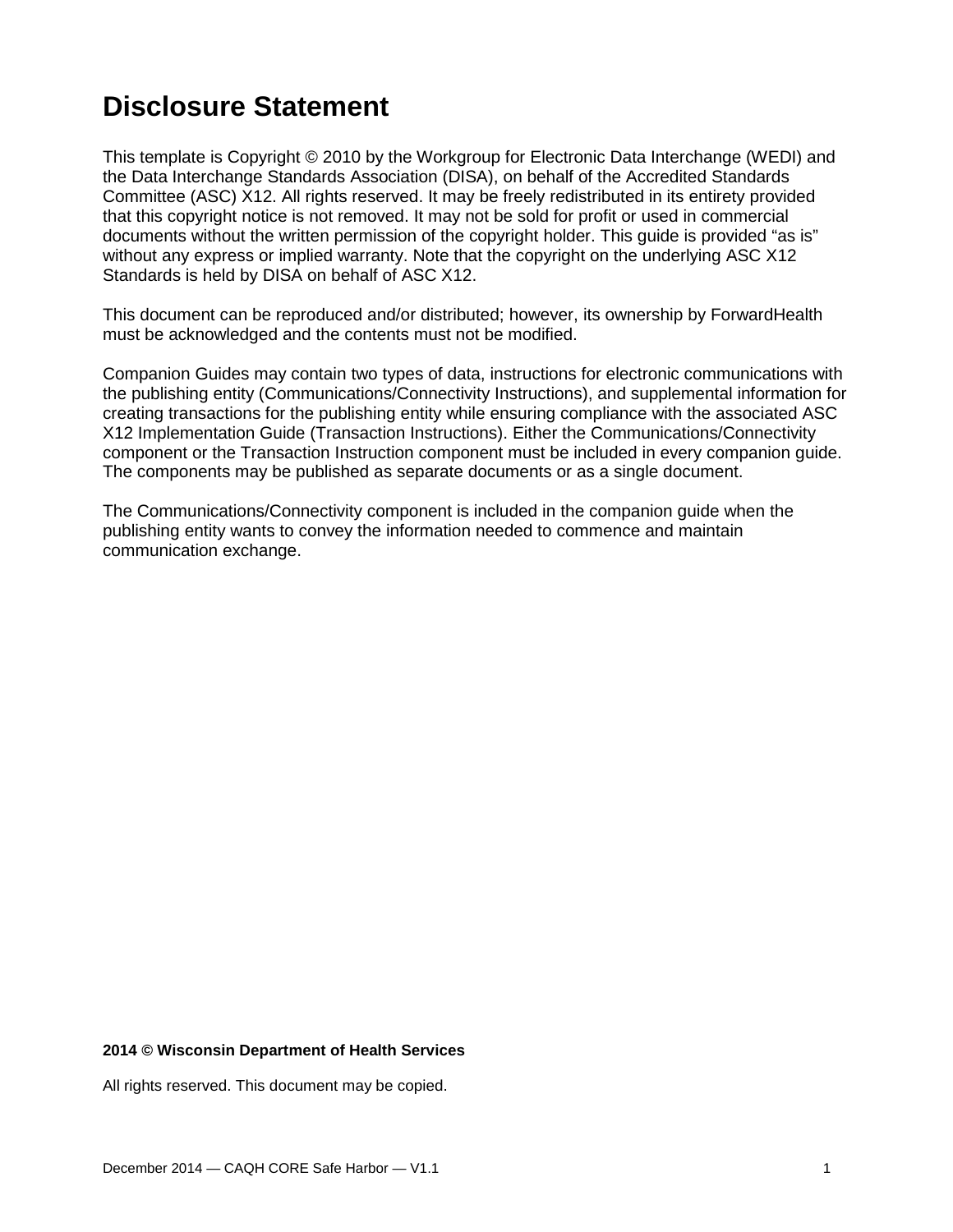# Disclosure Statement

This template is Copyright © 2010 by the Workgroup for Electronic Data Interchange (WEDI) and the Data Interchange Standards Association (DISA), on behalf of the Accredited Standards Committee (ASC) X12. All rights reserved. It may be freely redistributed in its entirety provided that this copyright notice is not removed. It may not be sold for profit or used in commercial documents without the written permission of the copyright holder. This guide is provided "as is" without any express or implied warranty. Note that the copyright on the underlying ASC X12 Standards is held by DISA on behalf of ASC X12.

This document can be reproduced and/or distributed; however, its ownership by ForwardHealth must be acknowledged and the contents must not be modified.

Companion Guides may contain two types of data, instructions for electronic communications with the publishing entity (Communications/Connectivity Instructions), and supplemental information for creating transactions for the publishing entity while ensuring compliance with the associated ASC X12 Implementation Guide (Transaction Instructions). Either the Communications/Connectivity component or the Transaction Instruction component must be included in every companion guide. The components may be published as separate documents or as a single document.

The Communications/Connectivity component is included in the companion guide when the publishing entity wants to convey the information needed to commence and maintain communication exchange.

**2014 © Wisconsin Department of Health Services**

All rights reserved. This document may be copied.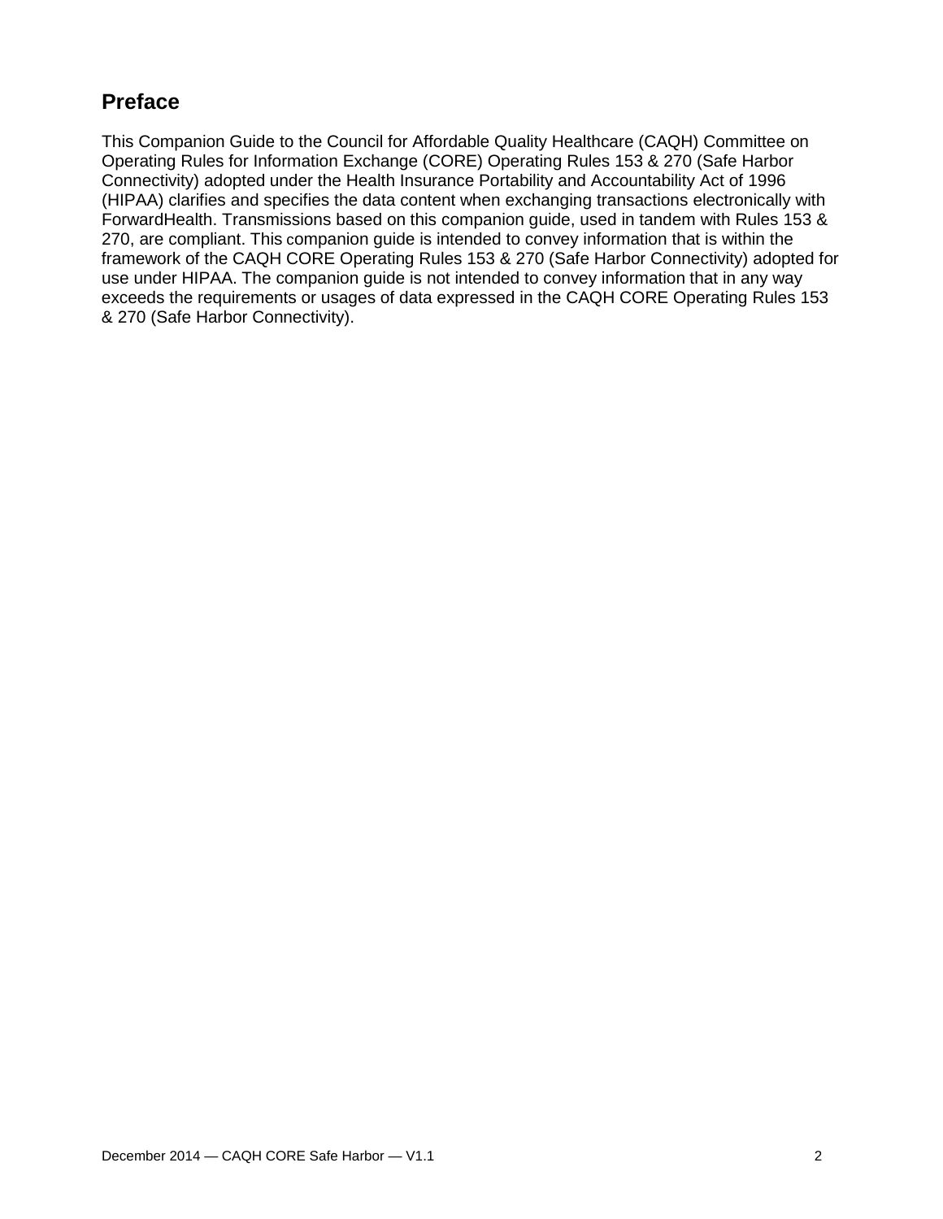## Preface

This Companion Guide to the Council for Affordable Quality Healthcare (CAQH) Committee on Operating Rules for Information Exchange (CORE) Operating Rules 153 & 270 (Safe Harbor Connectivity) adopted under the Health Insurance Portability and Accountability Act of 1996 (HIPAA) clarifies and specifies the data content when exchanging transactions electronically with ForwardHealth. Transmissions based on this companion guide, used in tandem with Rules 153 & 270, are compliant. This companion guide is intended to convey information that is within the framework of the CAQH CORE Operating Rules 153 & 270 (Safe Harbor Connectivity) adopted for use under HIPAA. The companion guide is not intended to convey information that in any way exceeds the requirements or usages of data expressed in the CAQH CORE Operating Rules 153 & 270 (Safe Harbor Connectivity).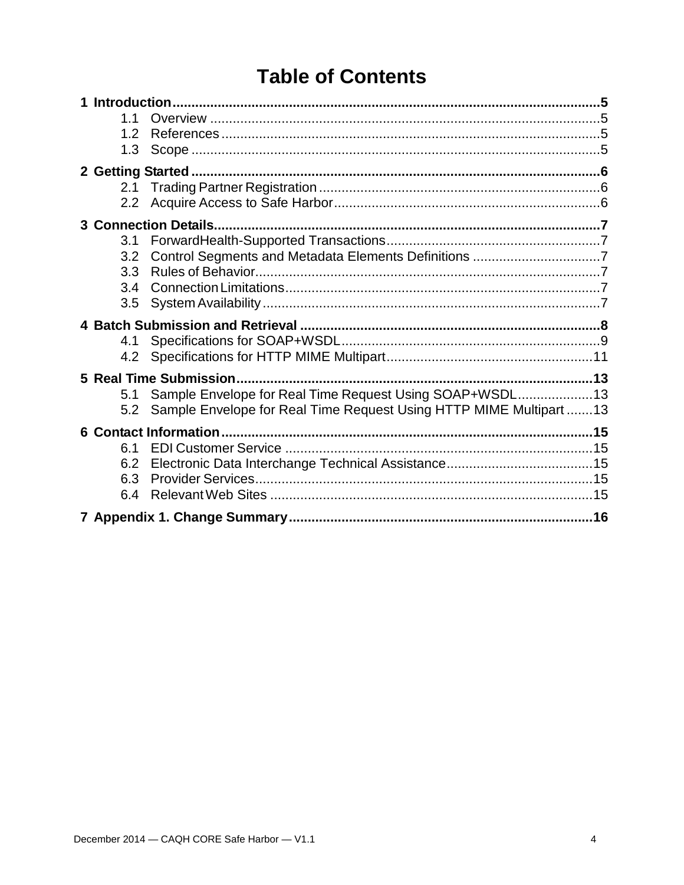# Table of Contents

**1 Introduction ..... 5**
- 1.1 Overview ..... 5
- 1.2 References ..... 5
- 1.3 Scope ..... 5

**2 Getting Started ..... 6**
- 2.1 Trading Partner Registration ..... 6
- 2.2 Acquire Access to Safe Harbor ..... 6

**3 Connection Details ..... 7**
- 3.1 ForwardHealth-Supported Transactions ..... 7
- 3.2 Control Segments and Metadata Elements Definitions ..... 7
- 3.3 Rules of Behavior ..... 7
- 3.4 Connection Limitations ..... 7
- 3.5 System Availability ..... 7

**4 Batch Submission and Retrieval ..... 8**
- 4.1 Specifications for SOAP+WSDL ..... 9
- 4.2 Specifications for HTTP MIME Multipart ..... 11

**5 Real Time Submission ..... 13**
- 5.1 Sample Envelope for Real Time Request Using SOAP+WSDL ..... 13
- 5.2 Sample Envelope for Real Time Request Using HTTP MIME Multipart ..... 13

**6 Contact Information ..... 15**
- 6.1 EDI Customer Service ..... 15
- 6.2 Electronic Data Interchange Technical Assistance ..... 15
- 6.3 Provider Services ..... 15
- 6.4 Relevant Web Sites ..... 15

**7 Appendix 1. Change Summary ..... 16**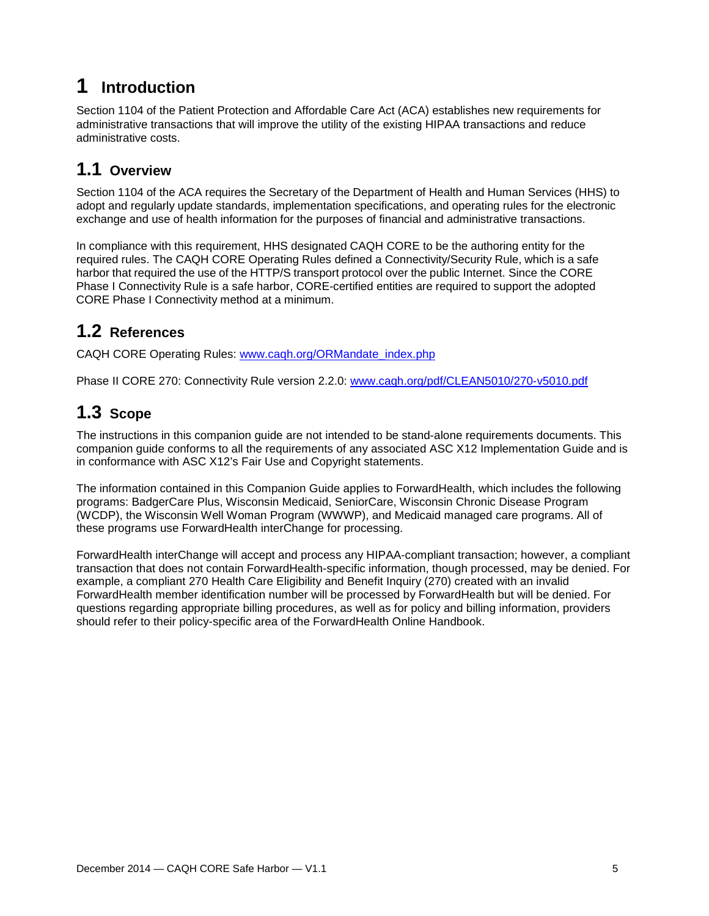# 1 Introduction

Section 1104 of the Patient Protection and Affordable Care Act (ACA) establishes new requirements for administrative transactions that will improve the utility of the existing HIPAA transactions and reduce administrative costs.

## 1.1 Overview

Section 1104 of the ACA requires the Secretary of the Department of Health and Human Services (HHS) to adopt and regularly update standards, implementation specifications, and operating rules for the electronic exchange and use of health information for the purposes of financial and administrative transactions.

In compliance with this requirement, HHS designated CAQH CORE to be the authoring entity for the required rules. The CAQH CORE Operating Rules defined a Connectivity/Security Rule, which is a safe harbor that required the use of the HTTP/S transport protocol over the public Internet. Since the CORE Phase I Connectivity Rule is a safe harbor, CORE-certified entities are required to support the adopted CORE Phase I Connectivity method at a minimum.

## 1.2 References

CAQH CORE Operating Rules: [www.caqh.org/ORMandate_index.php](http://www.caqh.org/ORMandate_index.php)

Phase II CORE 270: Connectivity Rule version 2.2.0: [www.caqh.org/pdf/CLEAN5010/270-v5010.pdf](http://www.caqh.org/pdf/CLEAN5010/270-v5010.pdf)

## 1.3 Scope

The instructions in this companion guide are not intended to be stand-alone requirements documents. This companion guide conforms to all the requirements of any associated ASC X12 Implementation Guide and is in conformance with ASC X12's Fair Use and Copyright statements.

The information contained in this Companion Guide applies to ForwardHealth, which includes the following programs: BadgerCare Plus, Wisconsin Medicaid, SeniorCare, Wisconsin Chronic Disease Program (WCDP), the Wisconsin Well Woman Program (WWWP), and Medicaid managed care programs. All of these programs use ForwardHealth interChange for processing.

ForwardHealth interChange will accept and process any HIPAA-compliant transaction; however, a compliant transaction that does not contain ForwardHealth-specific information, though processed, may be denied. For example, a compliant 270 Health Care Eligibility and Benefit Inquiry (270) created with an invalid ForwardHealth member identification number will be processed by ForwardHealth but will be denied. For questions regarding appropriate billing procedures, as well as for policy and billing information, providers should refer to their policy-specific area of the ForwardHealth Online Handbook.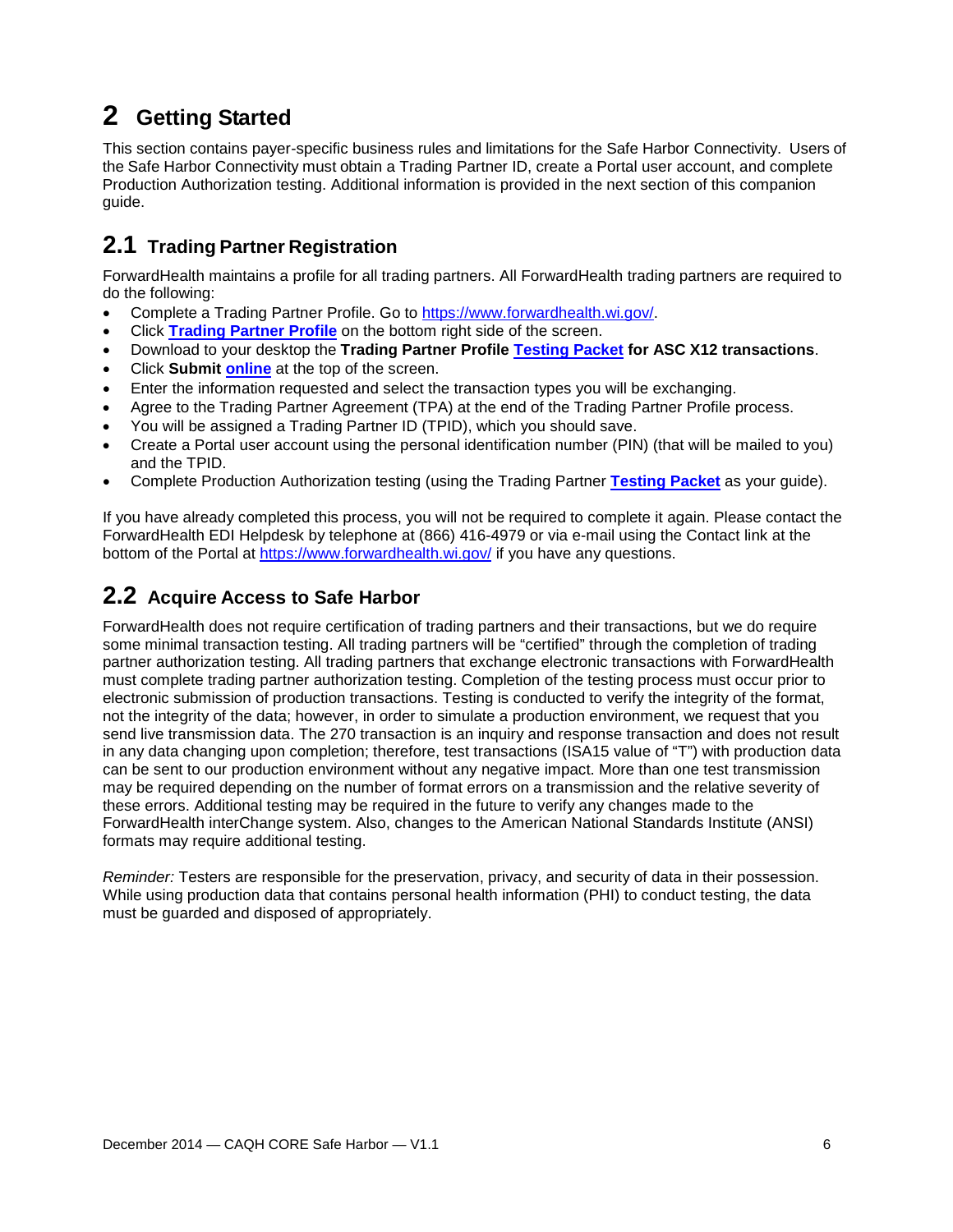# 2 Getting Started

This section contains payer-specific business rules and limitations for the Safe Harbor Connectivity. Users of the Safe Harbor Connectivity must obtain a Trading Partner ID, create a Portal user account, and complete Production Authorization testing. Additional information is provided in the next section of this companion guide.

## 2.1 Trading Partner Registration

ForwardHealth maintains a profile for all trading partners. All ForwardHealth trading partners are required to do the following:

- Complete a Trading Partner Profile. Go to https://www.forwardhealth.wi.gov/.
- Click **Trading Partner Profile** on the bottom right side of the screen.
- Download to your desktop the **Trading Partner Profile Testing Packet for ASC X12 transactions**.
- Click **Submit online** at the top of the screen.
- Enter the information requested and select the transaction types you will be exchanging.
- Agree to the Trading Partner Agreement (TPA) at the end of the Trading Partner Profile process.
- You will be assigned a Trading Partner ID (TPID), which you should save.
- Create a Portal user account using the personal identification number (PIN) (that will be mailed to you) and the TPID.
- Complete Production Authorization testing (using the Trading Partner **Testing Packet** as your guide).

If you have already completed this process, you will not be required to complete it again. Please contact the ForwardHealth EDI Helpdesk by telephone at (866) 416-4979 or via e-mail using the Contact link at the bottom of the Portal at https://www.forwardhealth.wi.gov/ if you have any questions.

## 2.2 Acquire Access to Safe Harbor

ForwardHealth does not require certification of trading partners and their transactions, but we do require some minimal transaction testing. All trading partners will be "certified" through the completion of trading partner authorization testing. All trading partners that exchange electronic transactions with ForwardHealth must complete trading partner authorization testing. Completion of the testing process must occur prior to electronic submission of production transactions. Testing is conducted to verify the integrity of the format, not the integrity of the data; however, in order to simulate a production environment, we request that you send live transmission data. The 270 transaction is an inquiry and response transaction and does not result in any data changing upon completion; therefore, test transactions (ISA15 value of "T") with production data can be sent to our production environment without any negative impact. More than one test transmission may be required depending on the number of format errors on a transmission and the relative severity of these errors. Additional testing may be required in the future to verify any changes made to the ForwardHealth interChange system. Also, changes to the American National Standards Institute (ANSI) formats may require additional testing.

*Reminder:* Testers are responsible for the preservation, privacy, and security of data in their possession. While using production data that contains personal health information (PHI) to conduct testing, the data must be guarded and disposed of appropriately.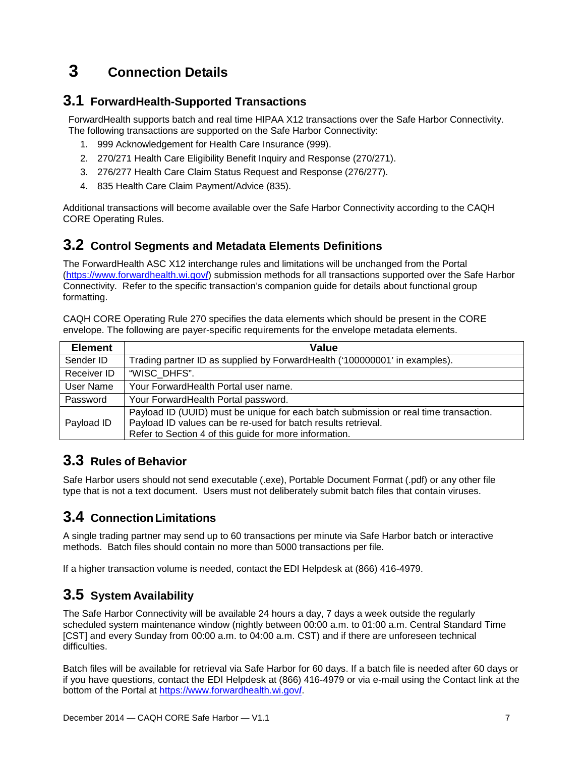# 3 Connection Details

## 3.1 ForwardHealth-Supported Transactions

ForwardHealth supports batch and real time HIPAA X12 transactions over the Safe Harbor Connectivity. The following transactions are supported on the Safe Harbor Connectivity:

1. 999 Acknowledgement for Health Care Insurance (999).
2. 270/271 Health Care Eligibility Benefit Inquiry and Response (270/271).
3. 276/277 Health Care Claim Status Request and Response (276/277).
4. 835 Health Care Claim Payment/Advice (835).

Additional transactions will become available over the Safe Harbor Connectivity according to the CAQH CORE Operating Rules.

## 3.2 Control Segments and Metadata Elements Definitions

The ForwardHealth ASC X12 interchange rules and limitations will be unchanged from the Portal (https://www.forwardhealth.wi.gov/) submission methods for all transactions supported over the Safe Harbor Connectivity. Refer to the specific transaction's companion guide for details about functional group formatting.

CAQH CORE Operating Rule 270 specifies the data elements which should be present in the CORE envelope. The following are payer-specific requirements for the envelope metadata elements.

| Element | Value |
|---|---|
| Sender ID | Trading partner ID as supplied by ForwardHealth ('100000001' in examples). |
| Receiver ID | "WISC_DHFS". |
| User Name | Your ForwardHealth Portal user name. |
| Password | Your ForwardHealth Portal password. |
| Payload ID | Payload ID (UUID) must be unique for each batch submission or real time transaction. Payload ID values can be re-used for batch results retrieval. Refer to Section 4 of this guide for more information. |

## 3.3 Rules of Behavior

Safe Harbor users should not send executable (.exe), Portable Document Format (.pdf) or any other file type that is not a text document. Users must not deliberately submit batch files that contain viruses.

## 3.4 Connection Limitations

A single trading partner may send up to 60 transactions per minute via Safe Harbor batch or interactive methods. Batch files should contain no more than 5000 transactions per file.

If a higher transaction volume is needed, contact the EDI Helpdesk at (866) 416-4979.

## 3.5 System Availability

The Safe Harbor Connectivity will be available 24 hours a day, 7 days a week outside the regularly scheduled system maintenance window (nightly between 00:00 a.m. to 01:00 a.m. Central Standard Time [CST] and every Sunday from 00:00 a.m. to 04:00 a.m. CST) and if there are unforeseen technical difficulties.

Batch files will be available for retrieval via Safe Harbor for 60 days. If a batch file is needed after 60 days or if you have questions, contact the EDI Helpdesk at (866) 416-4979 or via e-mail using the Contact link at the bottom of the Portal at https://www.forwardhealth.wi.gov/.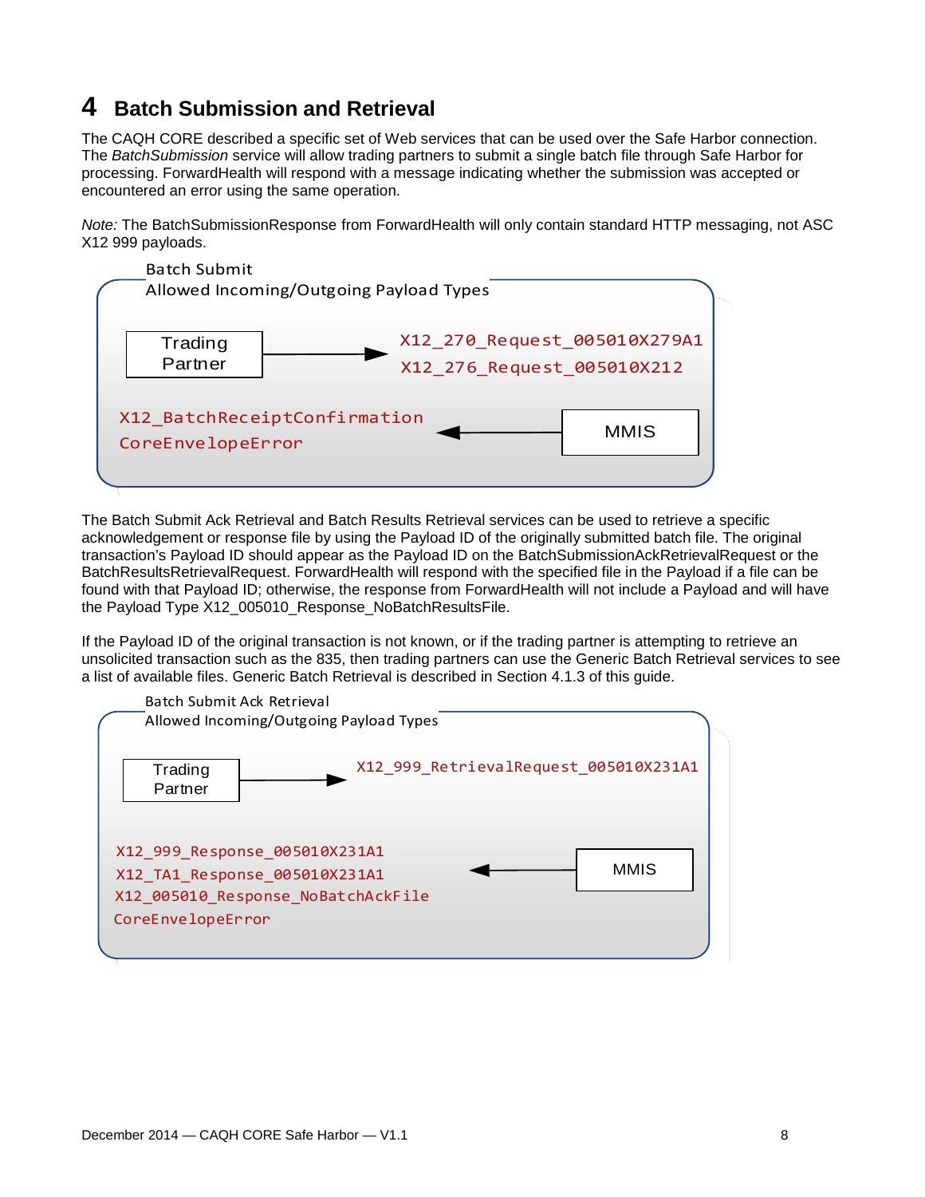# 4 Batch Submission and Retrieval

The CAQH CORE described a specific set of Web services that can be used over the Safe Harbor connection. The *BatchSubmission* service will allow trading partners to submit a single batch file through Safe Harbor for processing. ForwardHealth will respond with a message indicating whether the submission was accepted or encountered an error using the same operation.

*Note:* The BatchSubmissionResponse from ForwardHealth will only contain standard HTTP messaging, not ASC X12 999 payloads.

Batch Submit
Allowed Incoming/Outgoing Payload Types

Trading Partner → X12_270_Request_005010X279A1, X12_276_Request_005010X212

MMIS → X12_BatchReceiptConfirmation, CoreEnvelopeError

The Batch Submit Ack Retrieval and Batch Results Retrieval services can be used to retrieve a specific acknowledgement or response file by using the Payload ID of the originally submitted batch file. The original transaction's Payload ID should appear as the Payload ID on the BatchSubmissionAckRetrievalRequest or the BatchResultsRetrievalRequest. ForwardHealth will respond with the specified file in the Payload if a file can be found with that Payload ID; otherwise, the response from ForwardHealth will not include a Payload and will have the Payload Type X12_005010_Response_NoBatchResultsFile.

If the Payload ID of the original transaction is not known, or if the trading partner is attempting to retrieve an unsolicited transaction such as the 835, then trading partners can use the Generic Batch Retrieval services to see a list of available files. Generic Batch Retrieval is described in Section 4.1.3 of this guide.

Batch Submit Ack Retrieval
Allowed Incoming/Outgoing Payload Types

Trading Partner → X12_999_RetrievalRequest_005010X231A1

MMIS → X12_999_Response_005010X231A1, X12_TA1_Response_005010X231A1, X12_005010_Response_NoBatchAckFile, CoreEnvelopeError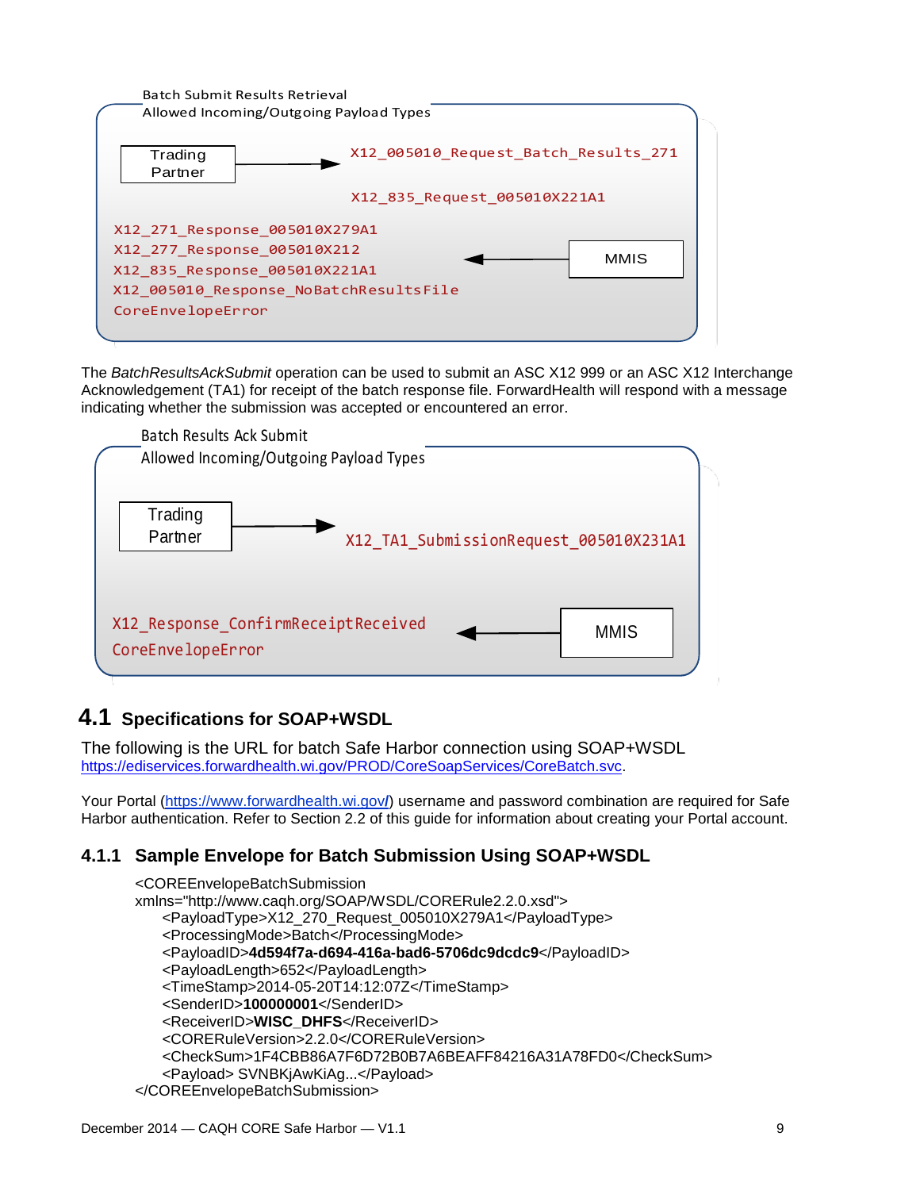Batch Submit Results Retrieval
Allowed Incoming/Outgoing Payload Types

Trading Partner → X12_005010_Request_Batch_Results_271
X12_835_Request_005010X221A1

MMIS →
X12_271_Response_005010X279A1
X12_277_Response_005010X212
X12_835_Response_005010X221A1
X12_005010_Response_NoBatchResultsFile
CoreEnvelopeError

The *BatchResultsAckSubmit* operation can be used to submit an ASC X12 999 or an ASC X12 Interchange Acknowledgement (TA1) for receipt of the batch response file. ForwardHealth will respond with a message indicating whether the submission was accepted or encountered an error.

Batch Results Ack Submit
Allowed Incoming/Outgoing Payload Types

Trading Partner → X12_TA1_SubmissionRequest_005010X231A1

MMIS →
X12_Response_ConfirmReceiptReceived
CoreEnvelopeError

## 4.1 Specifications for SOAP+WSDL

The following is the URL for batch Safe Harbor connection using SOAP+WSDL https://ediservices.forwardhealth.wi.gov/PROD/CoreSoapServices/CoreBatch.svc.

Your Portal (https://www.forwardhealth.wi.gov/) username and password combination are required for Safe Harbor authentication. Refer to Section 2.2 of this guide for information about creating your Portal account.

### 4.1.1 Sample Envelope for Batch Submission Using SOAP+WSDL

```
<COREEnvelopeBatchSubmission
xmlns="http://www.caqh.org/SOAP/WSDL/CORERule2.2.0.xsd">
    <PayloadType>X12_270_Request_005010X279A1</PayloadType>
    <ProcessingMode>Batch</ProcessingMode>
    <PayloadID>4d594f7a-d694-416a-bad6-5706dc9dcdc9</PayloadID>
    <PayloadLength>652</PayloadLength>
    <TimeStamp>2014-05-20T14:12:07Z</TimeStamp>
    <SenderID>100000001</SenderID>
    <ReceiverID>WISC_DHFS</ReceiverID>
    <CORERuleVersion>2.2.0</CORERuleVersion>
    <CheckSum>1F4CBB86A7F6D72B0B7A6BEAFF84216A31A78FD0</CheckSum>
    <Payload> SVNBKjAwKiAg...</Payload>
</COREEnvelopeBatchSubmission>
```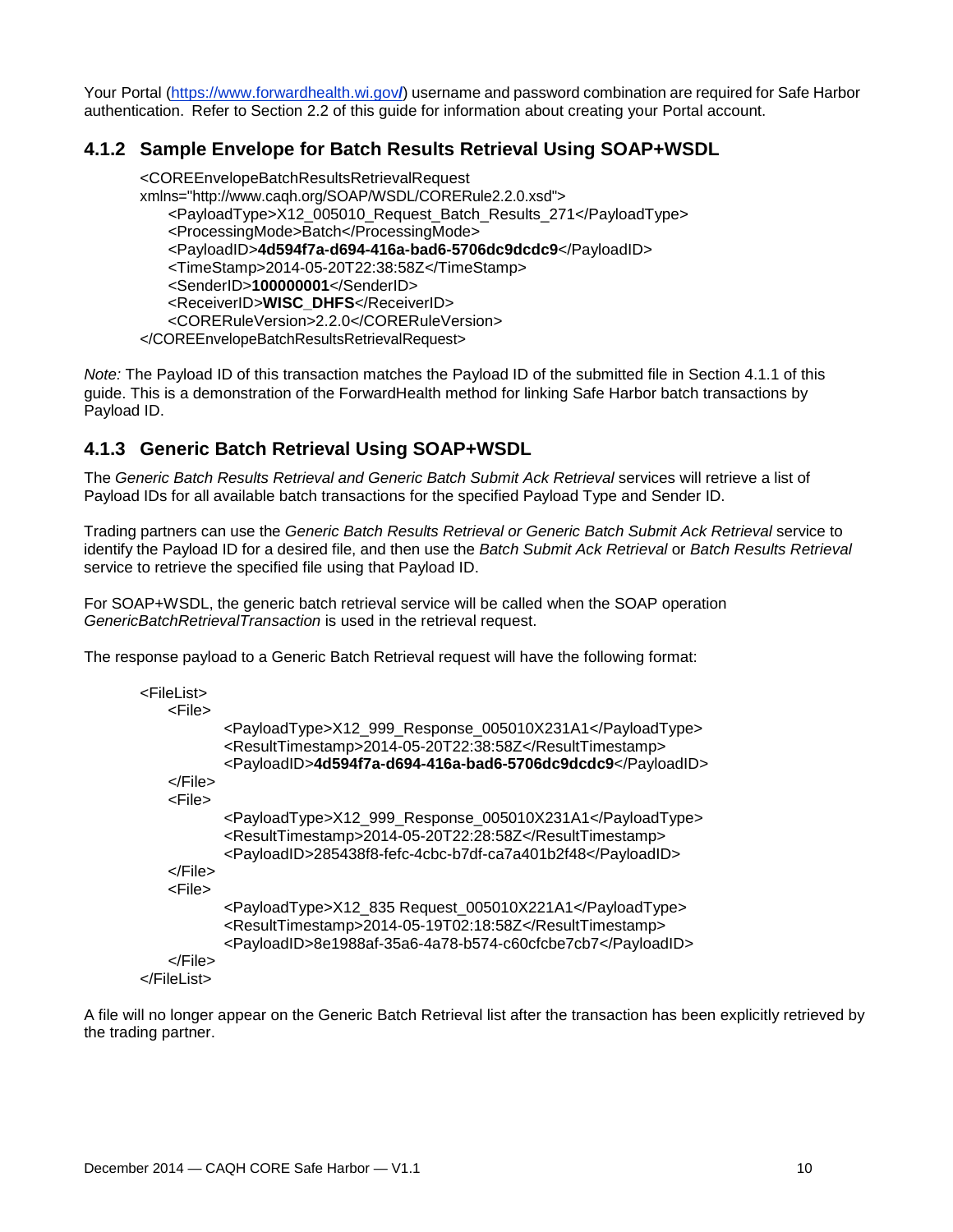Your Portal (https://www.forwardhealth.wi.gov/) username and password combination are required for Safe Harbor authentication. Refer to Section 2.2 of this guide for information about creating your Portal account.

### 4.1.2 Sample Envelope for Batch Results Retrieval Using SOAP+WSDL

```
<COREEnvelopeBatchResultsRetrievalRequest
xmlns="http://www.caqh.org/SOAP/WSDL/CORERule2.2.0.xsd">
    <PayloadType>X12_005010_Request_Batch_Results_271</PayloadType>
    <ProcessingMode>Batch</ProcessingMode>
    <PayloadID>4d594f7a-d694-416a-bad6-5706dc9dcdc9</PayloadID>
    <TimeStamp>2014-05-20T22:38:58Z</TimeStamp>
    <SenderID>100000001</SenderID>
    <ReceiverID>WISC_DHFS</ReceiverID>
    <CORERuleVersion>2.2.0</CORERuleVersion>
</COREEnvelopeBatchResultsRetrievalRequest>
```

*Note:* The Payload ID of this transaction matches the Payload ID of the submitted file in Section 4.1.1 of this guide. This is a demonstration of the ForwardHealth method for linking Safe Harbor batch transactions by Payload ID.

### 4.1.3 Generic Batch Retrieval Using SOAP+WSDL

The *Generic Batch Results Retrieval and Generic Batch Submit Ack Retrieval* services will retrieve a list of Payload IDs for all available batch transactions for the specified Payload Type and Sender ID.

Trading partners can use the *Generic Batch Results Retrieval or Generic Batch Submit Ack Retrieval* service to identify the Payload ID for a desired file, and then use the *Batch Submit Ack Retrieval* or *Batch Results Retrieval* service to retrieve the specified file using that Payload ID.

For SOAP+WSDL, the generic batch retrieval service will be called when the SOAP operation *GenericBatchRetrievalTransaction* is used in the retrieval request.

The response payload to a Generic Batch Retrieval request will have the following format:

```
<FileList>
    <File>
        <PayloadType>X12_999_Response_005010X231A1</PayloadType>
        <ResultTimestamp>2014-05-20T22:38:58Z</ResultTimestamp>
        <PayloadID>4d594f7a-d694-416a-bad6-5706dc9dcdc9</PayloadID>
    </File>
    <File>
        <PayloadType>X12_999_Response_005010X231A1</PayloadType>
        <ResultTimestamp>2014-05-20T22:28:58Z</ResultTimestamp>
        <PayloadID>285438f8-fefc-4cbc-b7df-ca7a401b2f48</PayloadID>
    </File>
    <File>
        <PayloadType>X12_835 Request_005010X221A1</PayloadType>
        <ResultTimestamp>2014-05-19T02:18:58Z</ResultTimestamp>
        <PayloadID>8e1988af-35a6-4a78-b574-c60cfcbe7cb7</PayloadID>
    </File>
</FileList>
```

A file will no longer appear on the Generic Batch Retrieval list after the transaction has been explicitly retrieved by the trading partner.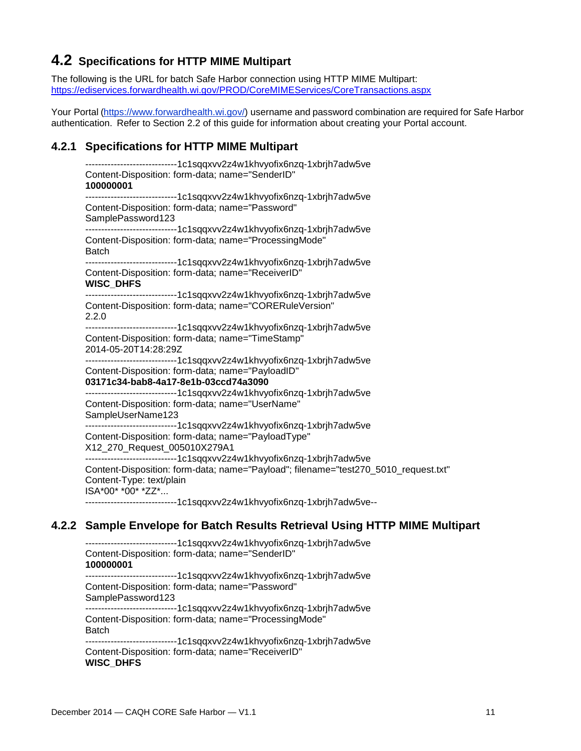## 4.2 Specifications for HTTP MIME Multipart

The following is the URL for batch Safe Harbor connection using HTTP MIME Multipart:
https://ediservices.forwardhealth.wi.gov/PROD/CoreMIMEServices/CoreTransactions.aspx

Your Portal (https://www.forwardhealth.wi.gov/) username and password combination are required for Safe Harbor authentication. Refer to Section 2.2 of this guide for information about creating your Portal account.

### 4.2.1 Specifications for HTTP MIME Multipart

```
----------------------------1c1sqqxvv2z4w1khvyofix6nzq-1xbrjh7adw5ve
Content-Disposition: form-data; name="SenderID"
100000001
----------------------------1c1sqqxvv2z4w1khvyofix6nzq-1xbrjh7adw5ve
Content-Disposition: form-data; name="Password"
SamplePassword123
----------------------------1c1sqqxvv2z4w1khvyofix6nzq-1xbrjh7adw5ve
Content-Disposition: form-data; name="ProcessingMode"
Batch
----------------------------1c1sqqxvv2z4w1khvyofix6nzq-1xbrjh7adw5ve
Content-Disposition: form-data; name="ReceiverID"
WISC_DHFS
----------------------------1c1sqqxvv2z4w1khvyofix6nzq-1xbrjh7adw5ve
Content-Disposition: form-data; name="CORERuleVersion"
2.2.0
----------------------------1c1sqqxvv2z4w1khvyofix6nzq-1xbrjh7adw5ve
Content-Disposition: form-data; name="TimeStamp"
2014-05-20T14:28:29Z
----------------------------1c1sqqxvv2z4w1khvyofix6nzq-1xbrjh7adw5ve
Content-Disposition: form-data; name="PayloadID"
03171c34-bab8-4a17-8e1b-03ccd74a3090
----------------------------1c1sqqxvv2z4w1khvyofix6nzq-1xbrjh7adw5ve
Content-Disposition: form-data; name="UserName"
SampleUserName123
----------------------------1c1sqqxvv2z4w1khvyofix6nzq-1xbrjh7adw5ve
Content-Disposition: form-data; name="PayloadType"
X12_270_Request_005010X279A1
----------------------------1c1sqqxvv2z4w1khvyofix6nzq-1xbrjh7adw5ve
Content-Disposition: form-data; name="Payload"; filename="test270_5010_request.txt"
Content-Type: text/plain
ISA*00* *00* *ZZ*...
----------------------------1c1sqqxvv2z4w1khvyofix6nzq-1xbrjh7adw5ve--
```

### 4.2.2 Sample Envelope for Batch Results Retrieval Using HTTP MIME Multipart

```
----------------------------1c1sqqxvv2z4w1khvyofix6nzq-1xbrjh7adw5ve
Content-Disposition: form-data; name="SenderID"
100000001
----------------------------1c1sqqxvv2z4w1khvyofix6nzq-1xbrjh7adw5ve
Content-Disposition: form-data; name="Password"
SamplePassword123
----------------------------1c1sqqxvv2z4w1khvyofix6nzq-1xbrjh7adw5ve
Content-Disposition: form-data; name="ProcessingMode"
Batch
----------------------------1c1sqqxvv2z4w1khvyofix6nzq-1xbrjh7adw5ve
Content-Disposition: form-data; name="ReceiverID"
WISC_DHFS
```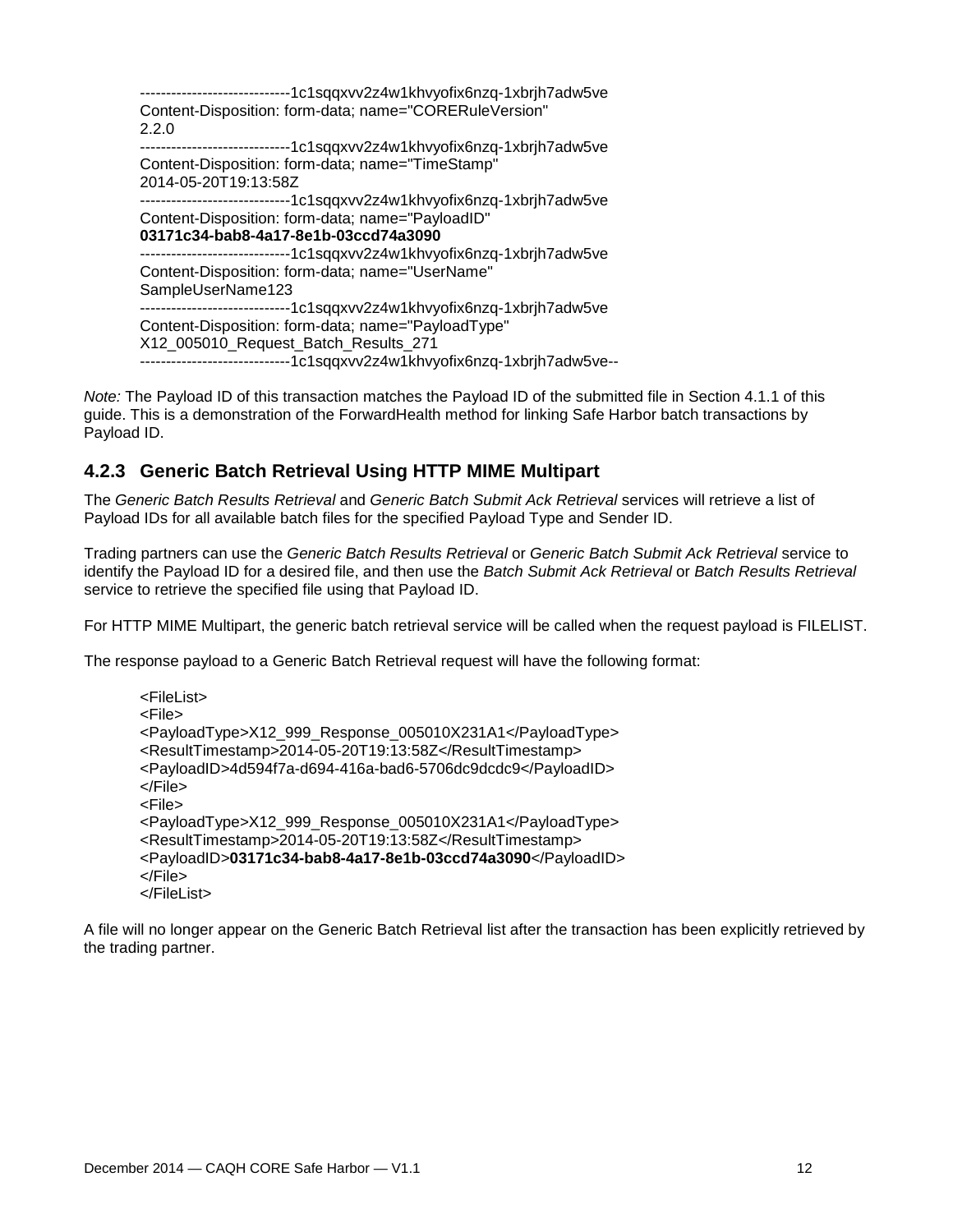```
----------------------------1c1sqqxvv2z4w1khvyofix6nzq-1xbrjh7adw5ve
Content-Disposition: form-data; name="CORERuleVersion"
2.2.0
----------------------------1c1sqqxvv2z4w1khvyofix6nzq-1xbrjh7adw5ve
Content-Disposition: form-data; name="TimeStamp"
2014-05-20T19:13:58Z
----------------------------1c1sqqxvv2z4w1khvyofix6nzq-1xbrjh7adw5ve
Content-Disposition: form-data; name="PayloadID"
03171c34-bab8-4a17-8e1b-03ccd74a3090
----------------------------1c1sqqxvv2z4w1khvyofix6nzq-1xbrjh7adw5ve
Content-Disposition: form-data; name="UserName"
SampleUserName123
----------------------------1c1sqqxvv2z4w1khvyofix6nzq-1xbrjh7adw5ve
Content-Disposition: form-data; name="PayloadType"
X12_005010_Request_Batch_Results_271
----------------------------1c1sqqxvv2z4w1khvyofix6nzq-1xbrjh7adw5ve--
```

*Note:* The Payload ID of this transaction matches the Payload ID of the submitted file in Section 4.1.1 of this guide. This is a demonstration of the ForwardHealth method for linking Safe Harbor batch transactions by Payload ID.

### 4.2.3 Generic Batch Retrieval Using HTTP MIME Multipart

The *Generic Batch Results Retrieval* and *Generic Batch Submit Ack Retrieval* services will retrieve a list of Payload IDs for all available batch files for the specified Payload Type and Sender ID.

Trading partners can use the *Generic Batch Results Retrieval* or *Generic Batch Submit Ack Retrieval* service to identify the Payload ID for a desired file, and then use the *Batch Submit Ack Retrieval* or *Batch Results Retrieval* service to retrieve the specified file using that Payload ID.

For HTTP MIME Multipart, the generic batch retrieval service will be called when the request payload is FILELIST.

The response payload to a Generic Batch Retrieval request will have the following format:

```
<FileList>
<File>
<PayloadType>X12_999_Response_005010X231A1</PayloadType>
<ResultTimestamp>2014-05-20T19:13:58Z</ResultTimestamp>
<PayloadID>4d594f7a-d694-416a-bad6-5706dc9dcdc9</PayloadID>
</File>
<File>
<PayloadType>X12_999_Response_005010X231A1</PayloadType>
<ResultTimestamp>2014-05-20T19:13:58Z</ResultTimestamp>
<PayloadID>03171c34-bab8-4a17-8e1b-03ccd74a3090</PayloadID>
</File>
</FileList>
```

A file will no longer appear on the Generic Batch Retrieval list after the transaction has been explicitly retrieved by the trading partner.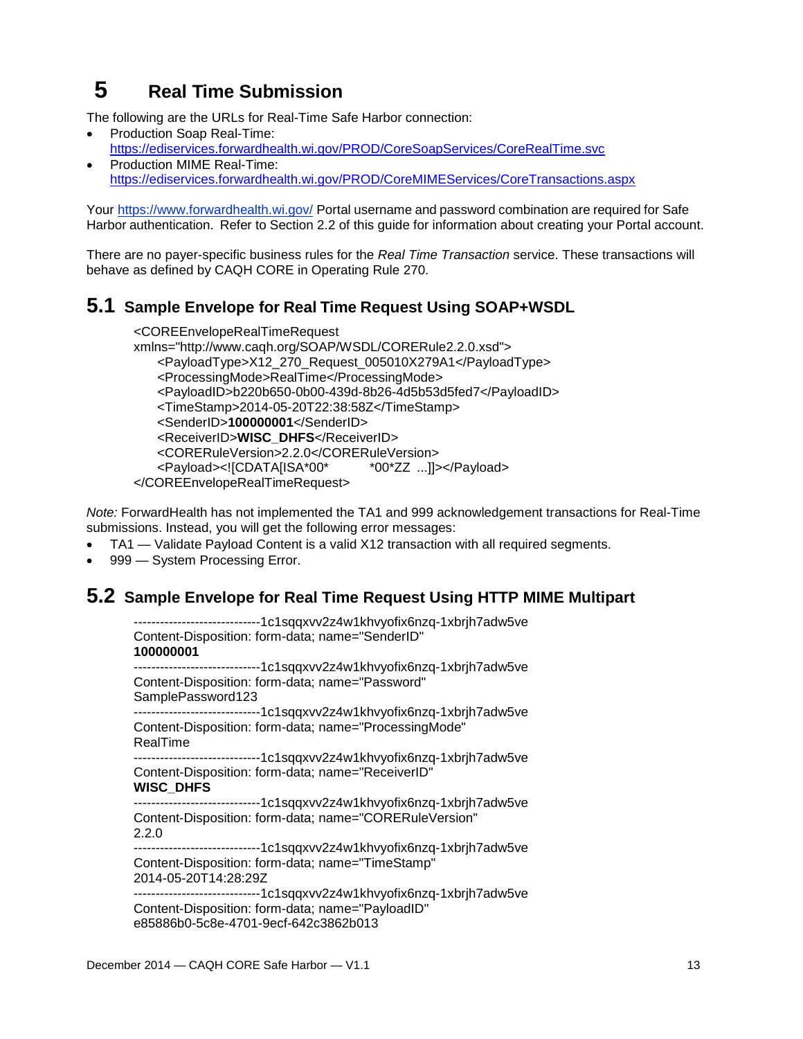# 5 Real Time Submission

The following are the URLs for Real-Time Safe Harbor connection:

- Production Soap Real-Time:
  https://ediservices.forwardhealth.wi.gov/PROD/CoreSoapServices/CoreRealTime.svc
- Production MIME Real-Time:
  https://ediservices.forwardhealth.wi.gov/PROD/CoreMIMEServices/CoreTransactions.aspx

Your https://www.forwardhealth.wi.gov/ Portal username and password combination are required for Safe Harbor authentication. Refer to Section 2.2 of this guide for information about creating your Portal account.

There are no payer-specific business rules for the *Real Time Transaction* service. These transactions will behave as defined by CAQH CORE in Operating Rule 270.

## 5.1 Sample Envelope for Real Time Request Using SOAP+WSDL

```
<COREEnvelopeRealTimeRequest
xmlns="http://www.caqh.org/SOAP/WSDL/CORERule2.2.0.xsd">
    <PayloadType>X12_270_Request_005010X279A1</PayloadType>
    <ProcessingMode>RealTime</ProcessingMode>
    <PayloadID>b220b650-0b00-439d-8b26-4d5b53d5fed7</PayloadID>
    <TimeStamp>2014-05-20T22:38:58Z</TimeStamp>
    <SenderID>100000001</SenderID>
    <ReceiverID>WISC_DHFS</ReceiverID>
    <CORERuleVersion>2.2.0</CORERuleVersion>
    <Payload><![CDATA[ISA*00*          *00*ZZ  ...]]></Payload>
</COREEnvelopeRealTimeRequest>
```

*Note:* ForwardHealth has not implemented the TA1 and 999 acknowledgement transactions for Real-Time submissions. Instead, you will get the following error messages:

- TA1 — Validate Payload Content is a valid X12 transaction with all required segments.
- 999 — System Processing Error.

## 5.2 Sample Envelope for Real Time Request Using HTTP MIME Multipart

```
----------------------------1c1sqqxvv2z4w1khvyofix6nzq-1xbrjh7adw5ve
Content-Disposition: form-data; name="SenderID"
100000001
----------------------------1c1sqqxvv2z4w1khvyofix6nzq-1xbrjh7adw5ve
Content-Disposition: form-data; name="Password"
SamplePassword123
----------------------------1c1sqqxvv2z4w1khvyofix6nzq-1xbrjh7adw5ve
Content-Disposition: form-data; name="ProcessingMode"
RealTime
----------------------------1c1sqqxvv2z4w1khvyofix6nzq-1xbrjh7adw5ve
Content-Disposition: form-data; name="ReceiverID"
WISC_DHFS
----------------------------1c1sqqxvv2z4w1khvyofix6nzq-1xbrjh7adw5ve
Content-Disposition: form-data; name="CORERuleVersion"
2.2.0
----------------------------1c1sqqxvv2z4w1khvyofix6nzq-1xbrjh7adw5ve
Content-Disposition: form-data; name="TimeStamp"
2014-05-20T14:28:29Z
----------------------------1c1sqqxvv2z4w1khvyofix6nzq-1xbrjh7adw5ve
Content-Disposition: form-data; name="PayloadID"
e85886b0-5c8e-4701-9ecf-642c3862b013
```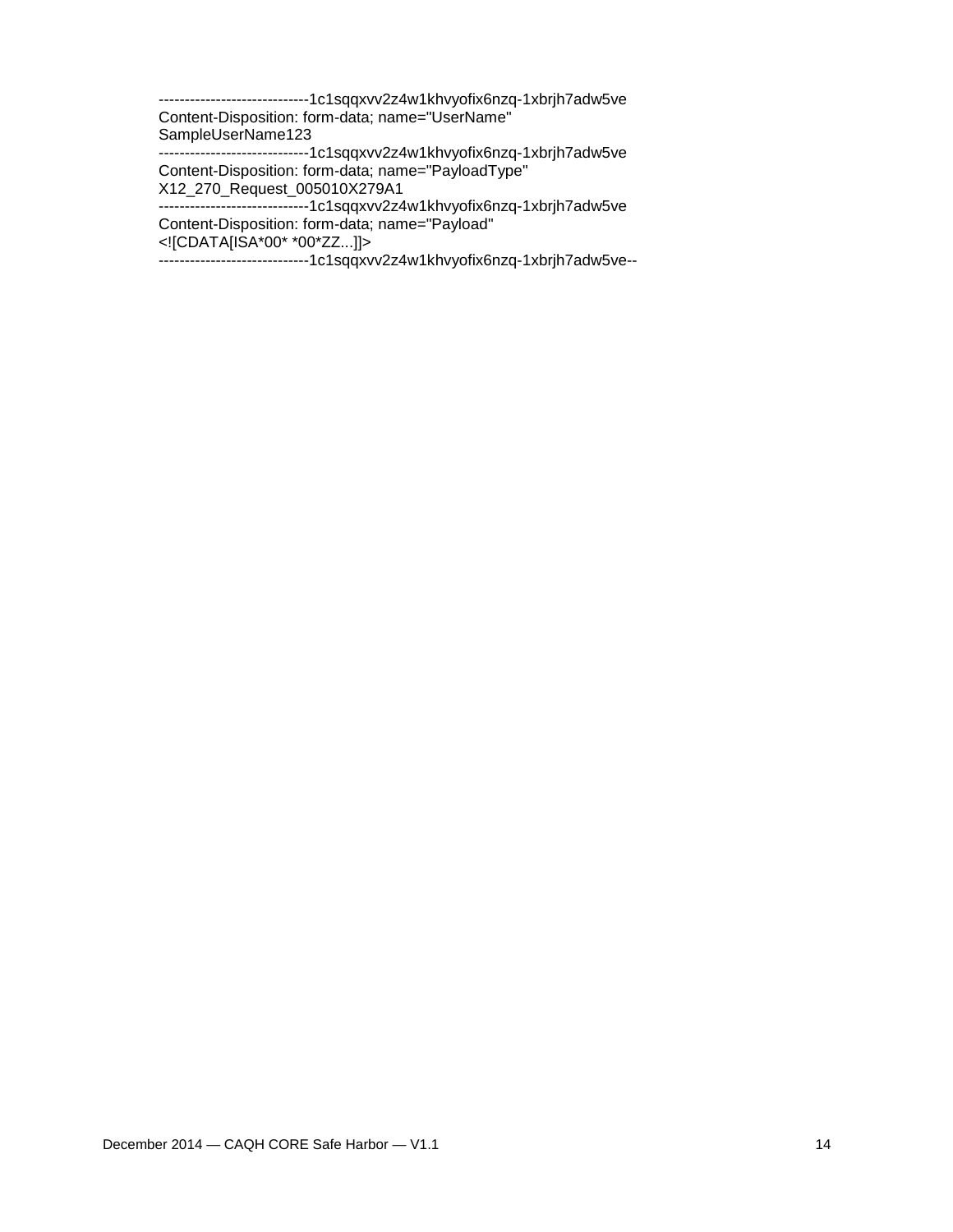```
-----------------------------1c1sqqxvv2z4w1khvyofix6nzq-1xbrjh7adw5ve
Content-Disposition: form-data; name="UserName"
SampleUserName123
-----------------------------1c1sqqxvv2z4w1khvyofix6nzq-1xbrjh7adw5ve
Content-Disposition: form-data; name="PayloadType"
X12_270_Request_005010X279A1
-----------------------------1c1sqqxvv2z4w1khvyofix6nzq-1xbrjh7adw5ve
Content-Disposition: form-data; name="Payload"
<![CDATA[ISA*00* *00*ZZ...]]>
-----------------------------1c1sqqxvv2z4w1khvyofix6nzq-1xbrjh7adw5ve--
```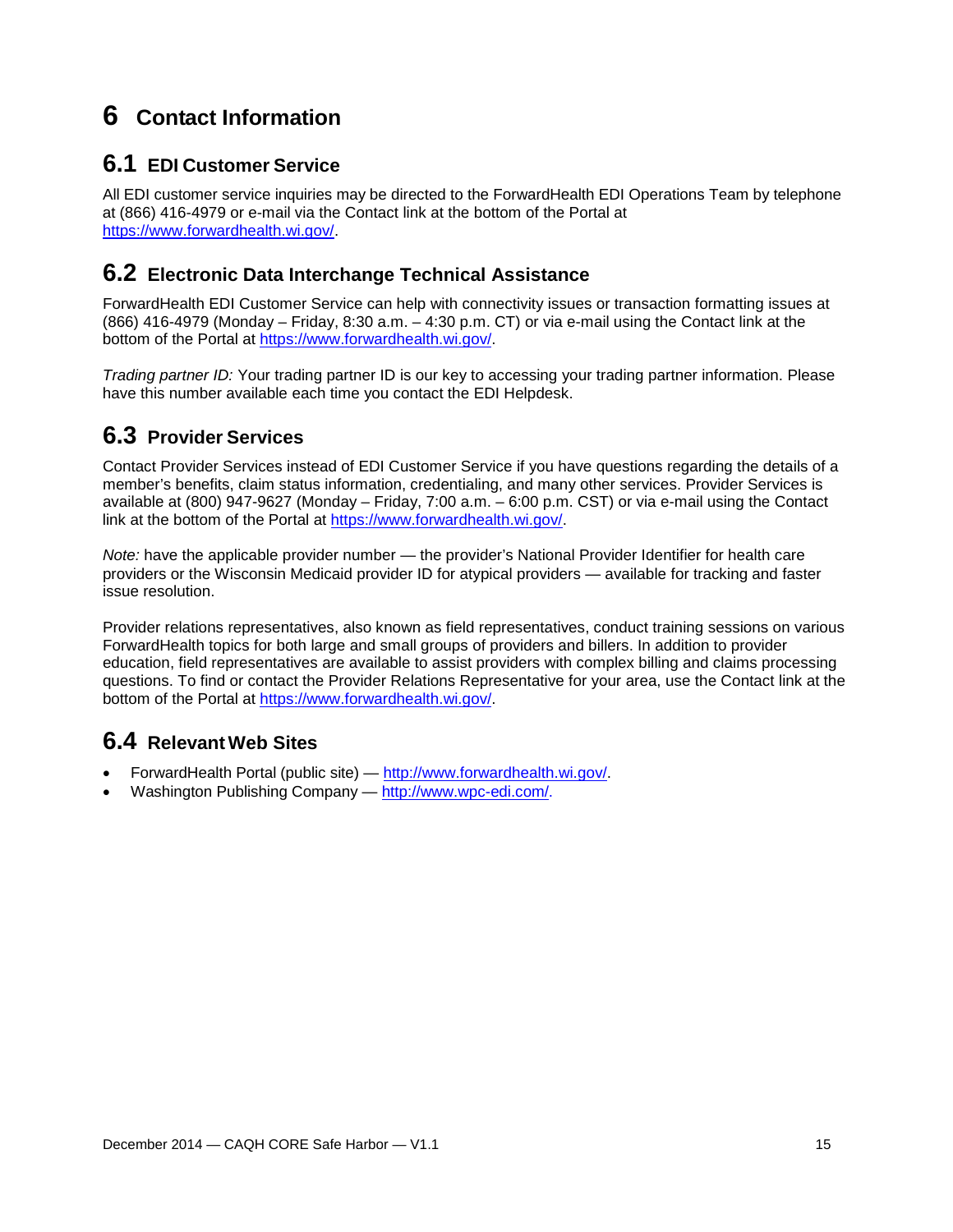# 6 Contact Information

## 6.1 EDI Customer Service

All EDI customer service inquiries may be directed to the ForwardHealth EDI Operations Team by telephone at (866) 416-4979 or e-mail via the Contact link at the bottom of the Portal at https://www.forwardhealth.wi.gov/.

## 6.2 Electronic Data Interchange Technical Assistance

ForwardHealth EDI Customer Service can help with connectivity issues or transaction formatting issues at (866) 416-4979 (Monday – Friday, 8:30 a.m. – 4:30 p.m. CT) or via e-mail using the Contact link at the bottom of the Portal at https://www.forwardhealth.wi.gov/.

*Trading partner ID:* Your trading partner ID is our key to accessing your trading partner information. Please have this number available each time you contact the EDI Helpdesk.

## 6.3 Provider Services

Contact Provider Services instead of EDI Customer Service if you have questions regarding the details of a member's benefits, claim status information, credentialing, and many other services. Provider Services is available at (800) 947-9627 (Monday – Friday, 7:00 a.m. – 6:00 p.m. CST) or via e-mail using the Contact link at the bottom of the Portal at https://www.forwardhealth.wi.gov/.

*Note:* have the applicable provider number — the provider's National Provider Identifier for health care providers or the Wisconsin Medicaid provider ID for atypical providers — available for tracking and faster issue resolution.

Provider relations representatives, also known as field representatives, conduct training sessions on various ForwardHealth topics for both large and small groups of providers and billers. In addition to provider education, field representatives are available to assist providers with complex billing and claims processing questions. To find or contact the Provider Relations Representative for your area, use the Contact link at the bottom of the Portal at https://www.forwardhealth.wi.gov/.

## 6.4 Relevant Web Sites

- ForwardHealth Portal (public site) — http://www.forwardhealth.wi.gov/.
- Washington Publishing Company — http://www.wpc-edi.com/.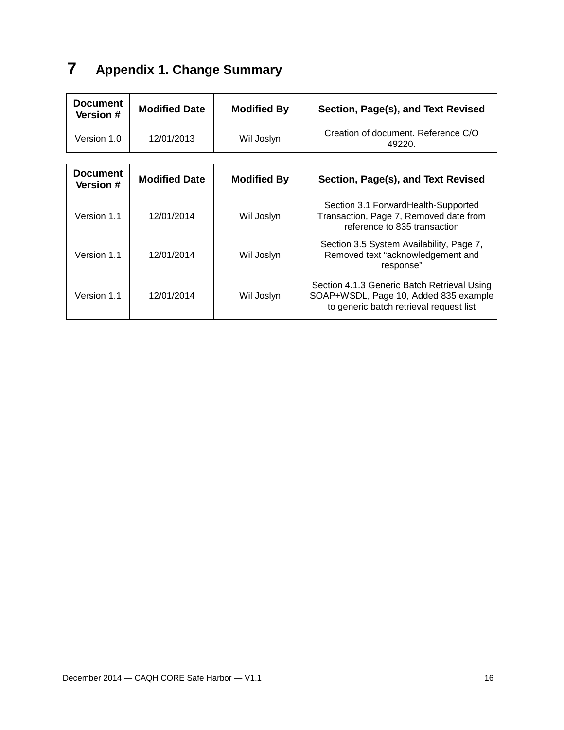# 7 Appendix 1. Change Summary

| Document Version # | Modified Date | Modified By | Section, Page(s), and Text Revised |
|---|---|---|---|
| Version 1.0 | 12/01/2013 | Wil Joslyn | Creation of document. Reference C/O 49220. |

| Document Version # | Modified Date | Modified By | Section, Page(s), and Text Revised |
|---|---|---|---|
| Version 1.1 | 12/01/2014 | Wil Joslyn | Section 3.1 ForwardHealth-Supported Transaction, Page 7, Removed date from reference to 835 transaction |
| Version 1.1 | 12/01/2014 | Wil Joslyn | Section 3.5 System Availability, Page 7, Removed text “acknowledgement and response” |
| Version 1.1 | 12/01/2014 | Wil Joslyn | Section 4.1.3 Generic Batch Retrieval Using SOAP+WSDL, Page 10, Added 835 example to generic batch retrieval request list |